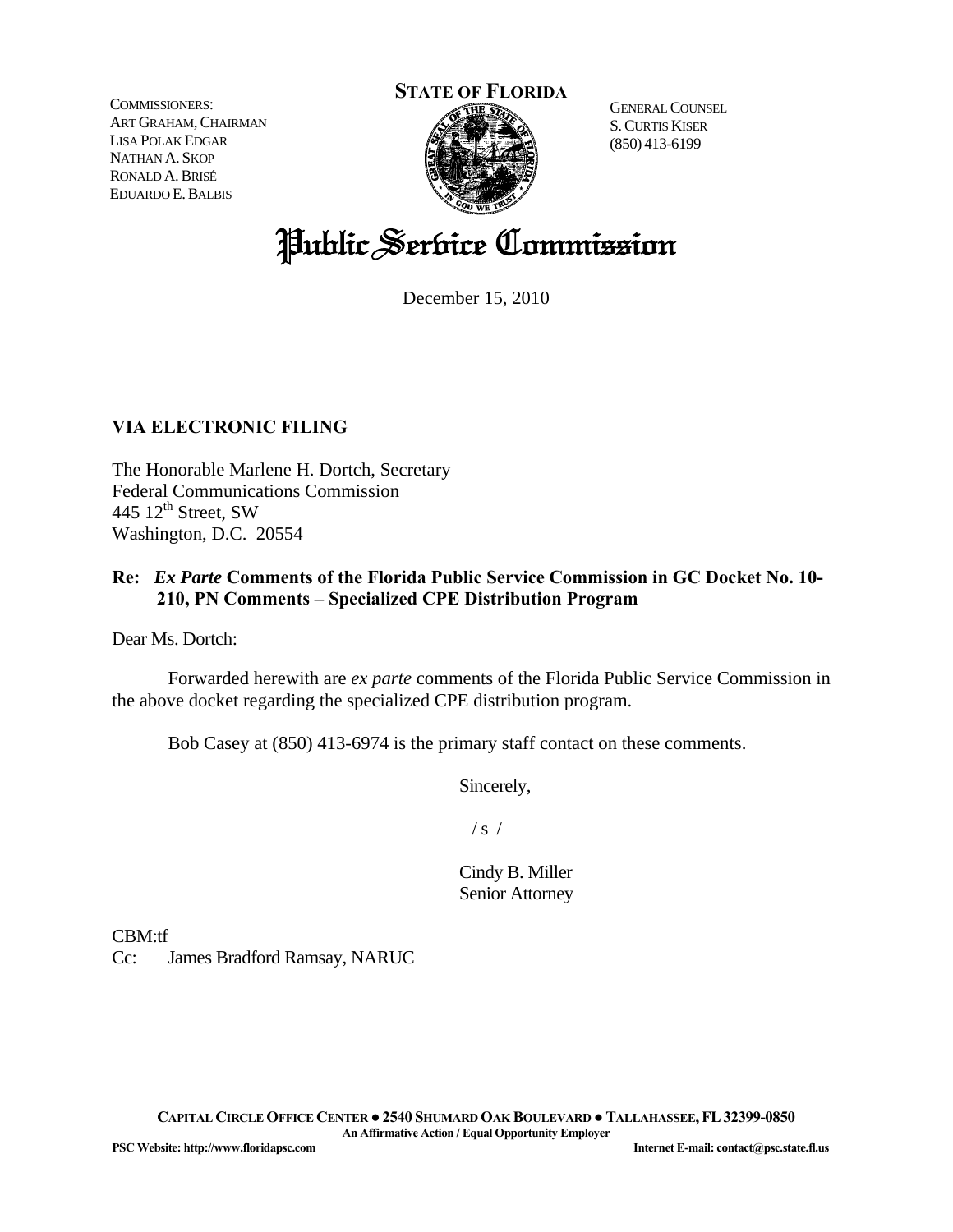COMMISSIONERS:
ART GRAHAM, CHAIRMAN
LISA POLAK EDGAR
NATHAN A. SKOP
RONALD A. BRISÉ
EDUARDO E. BALBIS

**STATE OF FLORIDA**

GENERAL COUNSEL
S. CURTIS KISER
(850) 413-6199

# Public Service Commission

December 15, 2010

**VIA ELECTRONIC FILING**

The Honorable Marlene H. Dortch, Secretary
Federal Communications Commission
445 12th Street, SW
Washington, D.C. 20554

**Re: *Ex Parte* Comments of the Florida Public Service Commission in GC Docket No. 10-210, PN Comments – Specialized CPE Distribution Program**

Dear Ms. Dortch:

Forwarded herewith are *ex parte* comments of the Florida Public Service Commission in the above docket regarding the specialized CPE distribution program.

Bob Casey at (850) 413-6974 is the primary staff contact on these comments.

Sincerely,

/ s /

Cindy B. Miller
Senior Attorney

CBM:tf
Cc: James Bradford Ramsay, NARUC

**CAPITAL CIRCLE OFFICE CENTER ● 2540 SHUMARD OAK BOULEVARD ● TALLAHASSEE, FL 32399-0850**
**An Affirmative Action / Equal Opportunity Employer**
**PSC Website: http://www.floridapsc.com** **Internet E-mail: contact@psc.state.fl.us**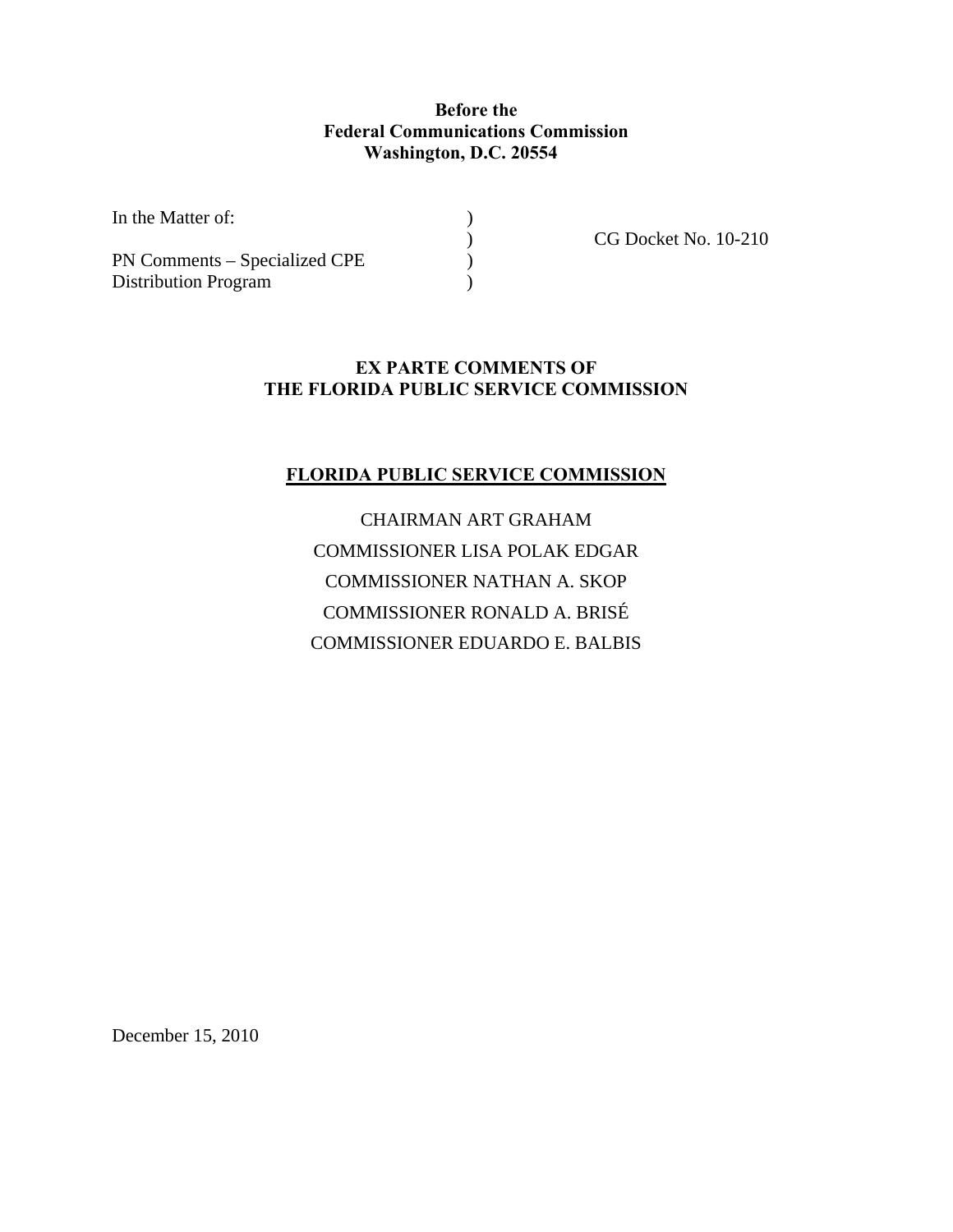**Before the**
**Federal Communications Commission**
**Washington, D.C. 20554**

| | | |
|---|---|---|
| In the Matter of: | ) | |
| | ) | CG Docket No. 10-210 |
| PN Comments – Specialized CPE | ) | |
| Distribution Program | ) | |

**EX PARTE COMMENTS OF**
**THE FLORIDA PUBLIC SERVICE COMMISSION**

**FLORIDA PUBLIC SERVICE COMMISSION**

CHAIRMAN ART GRAHAM
COMMISSIONER LISA POLAK EDGAR
COMMISSIONER NATHAN A. SKOP
COMMISSIONER RONALD A. BRISÉ
COMMISSIONER EDUARDO E. BALBIS

December 15, 2010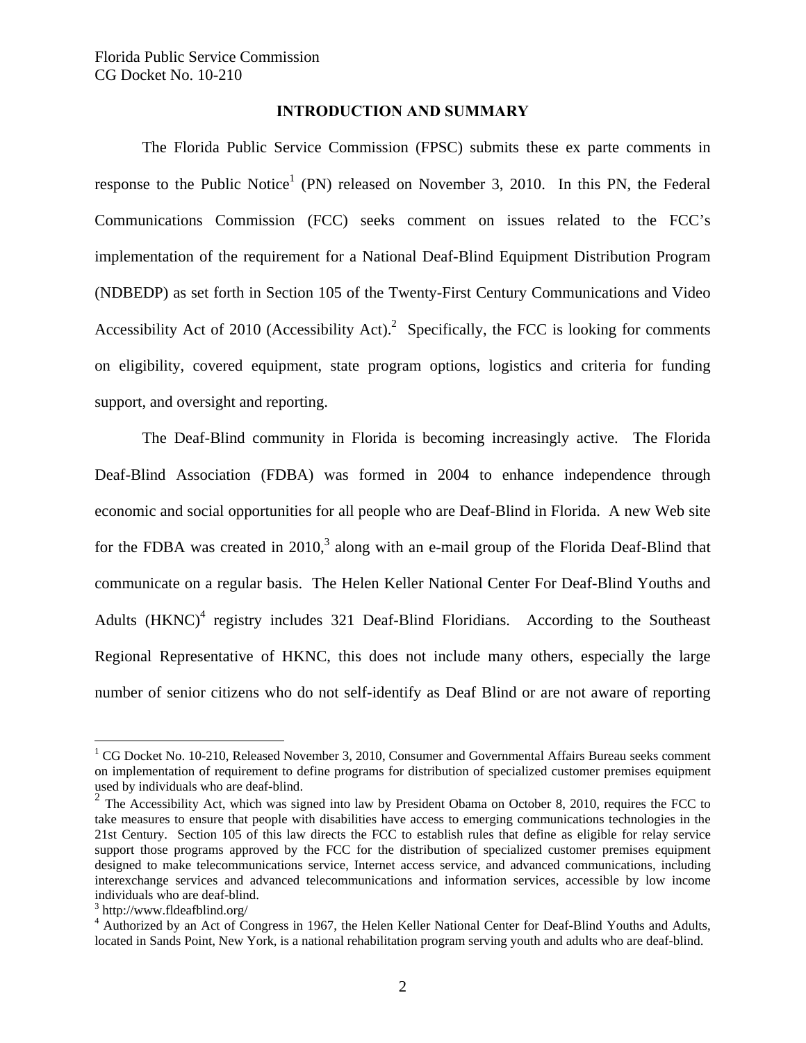## INTRODUCTION AND SUMMARY

The Florida Public Service Commission (FPSC) submits these ex parte comments in response to the Public Notice[1] (PN) released on November 3, 2010. In this PN, the Federal Communications Commission (FCC) seeks comment on issues related to the FCC's implementation of the requirement for a National Deaf-Blind Equipment Distribution Program (NDBEDP) as set forth in Section 105 of the Twenty-First Century Communications and Video Accessibility Act of 2010 (Accessibility Act).[2] Specifically, the FCC is looking for comments on eligibility, covered equipment, state program options, logistics and criteria for funding support, and oversight and reporting.

The Deaf-Blind community in Florida is becoming increasingly active. The Florida Deaf-Blind Association (FDBA) was formed in 2004 to enhance independence through economic and social opportunities for all people who are Deaf-Blind in Florida. A new Web site for the FDBA was created in 2010,[3] along with an e-mail group of the Florida Deaf-Blind that communicate on a regular basis. The Helen Keller National Center For Deaf-Blind Youths and Adults (HKNC)[4] registry includes 321 Deaf-Blind Floridians. According to the Southeast Regional Representative of HKNC, this does not include many others, especially the large number of senior citizens who do not self-identify as Deaf Blind or are not aware of reporting

---

[1] CG Docket No. 10-210, Released November 3, 2010, Consumer and Governmental Affairs Bureau seeks comment on implementation of requirement to define programs for distribution of specialized customer premises equipment used by individuals who are deaf-blind.

[2] The Accessibility Act, which was signed into law by President Obama on October 8, 2010, requires the FCC to take measures to ensure that people with disabilities have access to emerging communications technologies in the 21st Century. Section 105 of this law directs the FCC to establish rules that define as eligible for relay service support those programs approved by the FCC for the distribution of specialized customer premises equipment designed to make telecommunications service, Internet access service, and advanced communications, including interexchange services and advanced telecommunications and information services, accessible by low income individuals who are deaf-blind.

[3] http://www.fldeafblind.org/

[4] Authorized by an Act of Congress in 1967, the Helen Keller National Center for Deaf-Blind Youths and Adults, located in Sands Point, New York, is a national rehabilitation program serving youth and adults who are deaf-blind.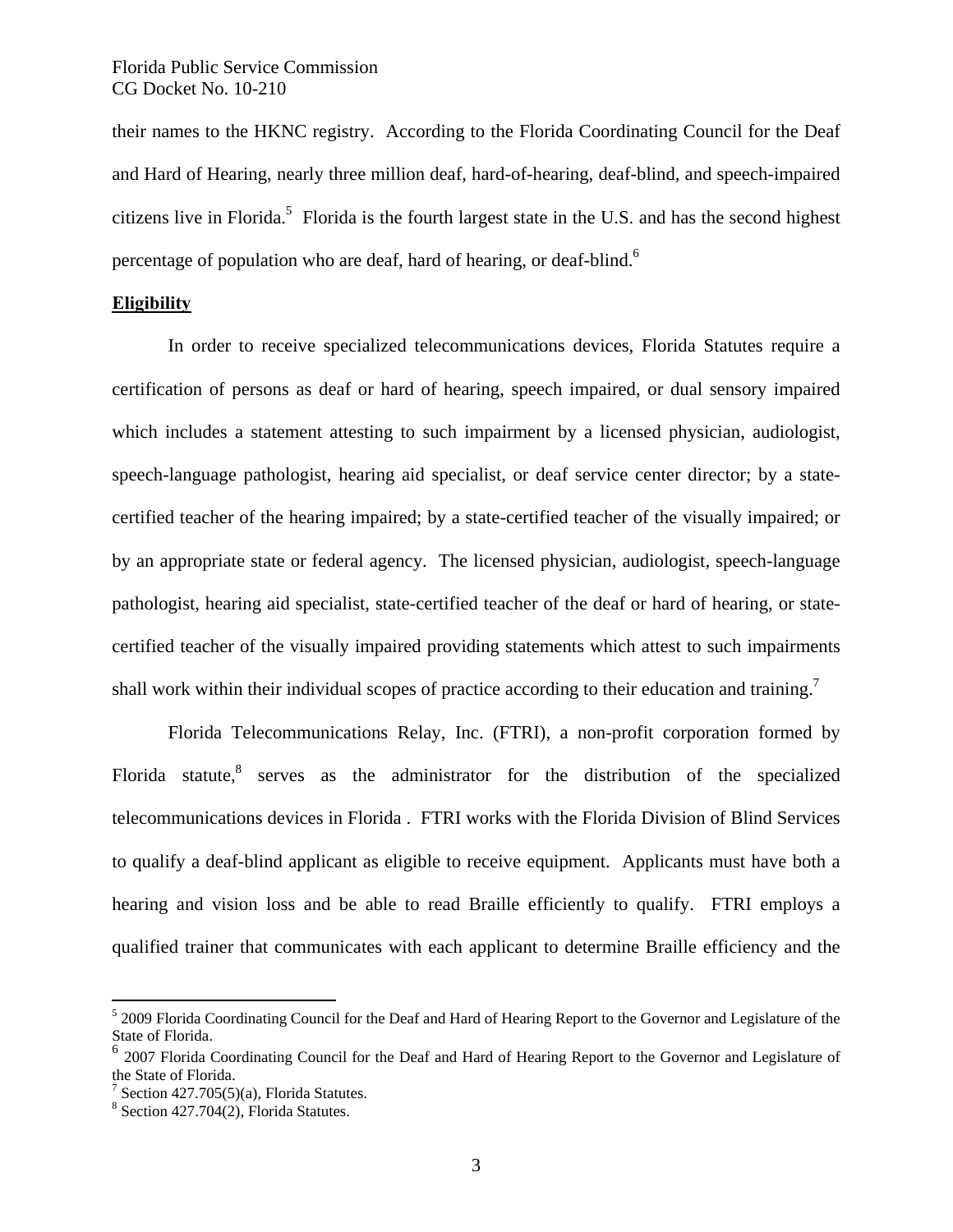their names to the HKNC registry. According to the Florida Coordinating Council for the Deaf and Hard of Hearing, nearly three million deaf, hard-of-hearing, deaf-blind, and speech-impaired citizens live in Florida.[5] Florida is the fourth largest state in the U.S. and has the second highest percentage of population who are deaf, hard of hearing, or deaf-blind.[6]

**Eligibility**

In order to receive specialized telecommunications devices, Florida Statutes require a certification of persons as deaf or hard of hearing, speech impaired, or dual sensory impaired which includes a statement attesting to such impairment by a licensed physician, audiologist, speech-language pathologist, hearing aid specialist, or deaf service center director; by a state-certified teacher of the hearing impaired; by a state-certified teacher of the visually impaired; or by an appropriate state or federal agency. The licensed physician, audiologist, speech-language pathologist, hearing aid specialist, state-certified teacher of the deaf or hard of hearing, or state-certified teacher of the visually impaired providing statements which attest to such impairments shall work within their individual scopes of practice according to their education and training.[7]

Florida Telecommunications Relay, Inc. (FTRI), a non-profit corporation formed by Florida statute,[8] serves as the administrator for the distribution of the specialized telecommunications devices in Florida . FTRI works with the Florida Division of Blind Services to qualify a deaf-blind applicant as eligible to receive equipment. Applicants must have both a hearing and vision loss and be able to read Braille efficiently to qualify. FTRI employs a qualified trainer that communicates with each applicant to determine Braille efficiency and the

---

[5] 2009 Florida Coordinating Council for the Deaf and Hard of Hearing Report to the Governor and Legislature of the State of Florida.

[6] 2007 Florida Coordinating Council for the Deaf and Hard of Hearing Report to the Governor and Legislature of the State of Florida.

[7] Section 427.705(5)(a), Florida Statutes.

[8] Section 427.704(2), Florida Statutes.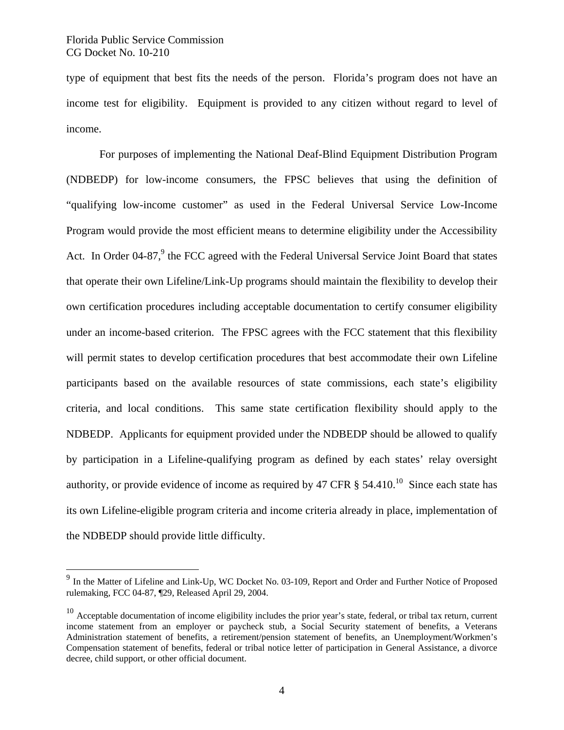type of equipment that best fits the needs of the person. Florida's program does not have an income test for eligibility. Equipment is provided to any citizen without regard to level of income.

For purposes of implementing the National Deaf-Blind Equipment Distribution Program (NDBEDP) for low-income consumers, the FPSC believes that using the definition of "qualifying low-income customer" as used in the Federal Universal Service Low-Income Program would provide the most efficient means to determine eligibility under the Accessibility Act. In Order 04-87,[9] the FCC agreed with the Federal Universal Service Joint Board that states that operate their own Lifeline/Link-Up programs should maintain the flexibility to develop their own certification procedures including acceptable documentation to certify consumer eligibility under an income-based criterion. The FPSC agrees with the FCC statement that this flexibility will permit states to develop certification procedures that best accommodate their own Lifeline participants based on the available resources of state commissions, each state's eligibility criteria, and local conditions. This same state certification flexibility should apply to the NDBEDP. Applicants for equipment provided under the NDBEDP should be allowed to qualify by participation in a Lifeline-qualifying program as defined by each states' relay oversight authority, or provide evidence of income as required by 47 CFR § 54.410.[10] Since each state has its own Lifeline-eligible program criteria and income criteria already in place, implementation of the NDBEDP should provide little difficulty.

---

[9] In the Matter of Lifeline and Link-Up, WC Docket No. 03-109, Report and Order and Further Notice of Proposed rulemaking, FCC 04-87, ¶29, Released April 29, 2004.

[10] Acceptable documentation of income eligibility includes the prior year's state, federal, or tribal tax return, current income statement from an employer or paycheck stub, a Social Security statement of benefits, a Veterans Administration statement of benefits, a retirement/pension statement of benefits, an Unemployment/Workmen's Compensation statement of benefits, federal or tribal notice letter of participation in General Assistance, a divorce decree, child support, or other official document.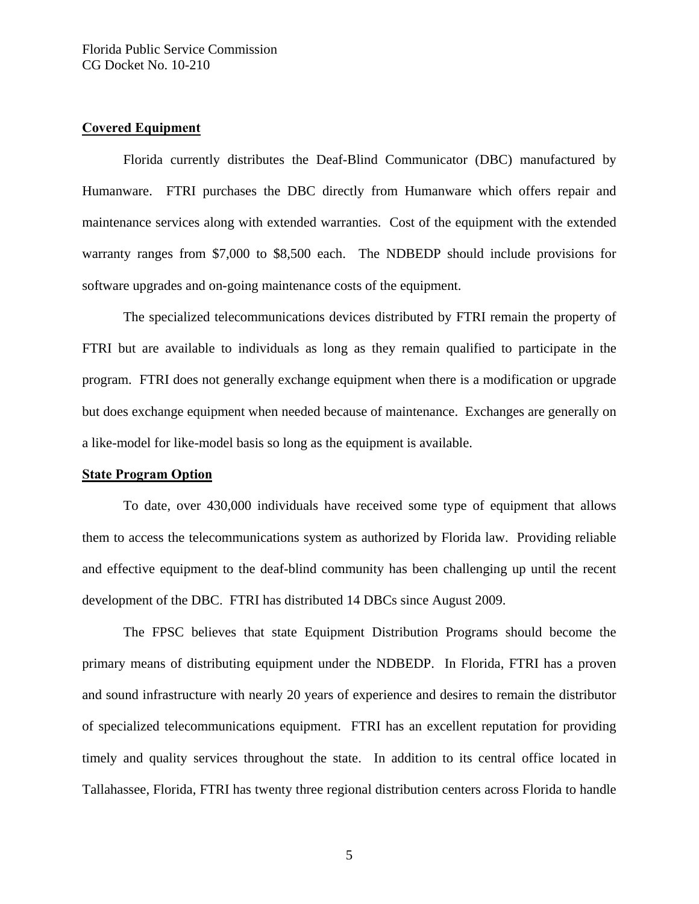**Covered Equipment**

Florida currently distributes the Deaf-Blind Communicator (DBC) manufactured by Humanware. FTRI purchases the DBC directly from Humanware which offers repair and maintenance services along with extended warranties. Cost of the equipment with the extended warranty ranges from $7,000 to $8,500 each. The NDBEDP should include provisions for software upgrades and on-going maintenance costs of the equipment.

The specialized telecommunications devices distributed by FTRI remain the property of FTRI but are available to individuals as long as they remain qualified to participate in the program. FTRI does not generally exchange equipment when there is a modification or upgrade but does exchange equipment when needed because of maintenance. Exchanges are generally on a like-model for like-model basis so long as the equipment is available.

**State Program Option**

To date, over 430,000 individuals have received some type of equipment that allows them to access the telecommunications system as authorized by Florida law. Providing reliable and effective equipment to the deaf-blind community has been challenging up until the recent development of the DBC. FTRI has distributed 14 DBCs since August 2009.

The FPSC believes that state Equipment Distribution Programs should become the primary means of distributing equipment under the NDBEDP. In Florida, FTRI has a proven and sound infrastructure with nearly 20 years of experience and desires to remain the distributor of specialized telecommunications equipment. FTRI has an excellent reputation for providing timely and quality services throughout the state. In addition to its central office located in Tallahassee, Florida, FTRI has twenty three regional distribution centers across Florida to handle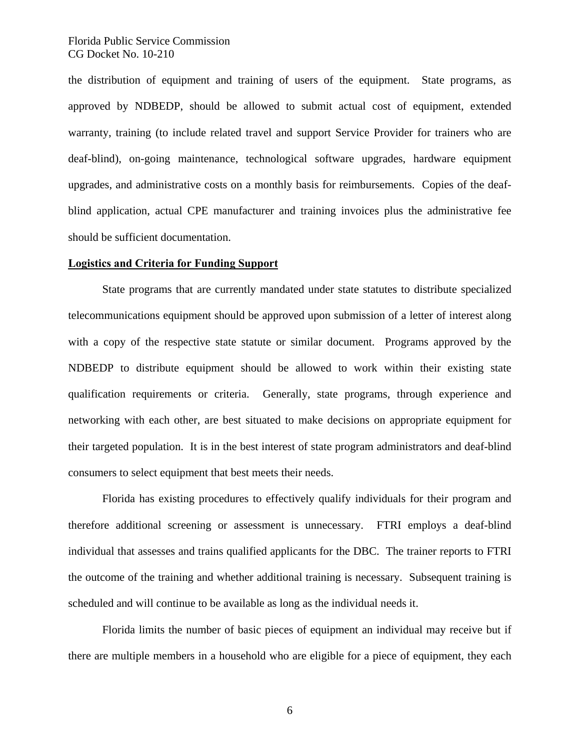the distribution of equipment and training of users of the equipment. State programs, as approved by NDBEDP, should be allowed to submit actual cost of equipment, extended warranty, training (to include related travel and support Service Provider for trainers who are deaf-blind), on-going maintenance, technological software upgrades, hardware equipment upgrades, and administrative costs on a monthly basis for reimbursements. Copies of the deaf-blind application, actual CPE manufacturer and training invoices plus the administrative fee should be sufficient documentation.

**Logistics and Criteria for Funding Support**

State programs that are currently mandated under state statutes to distribute specialized telecommunications equipment should be approved upon submission of a letter of interest along with a copy of the respective state statute or similar document. Programs approved by the NDBEDP to distribute equipment should be allowed to work within their existing state qualification requirements or criteria. Generally, state programs, through experience and networking with each other, are best situated to make decisions on appropriate equipment for their targeted population. It is in the best interest of state program administrators and deaf-blind consumers to select equipment that best meets their needs.

Florida has existing procedures to effectively qualify individuals for their program and therefore additional screening or assessment is unnecessary. FTRI employs a deaf-blind individual that assesses and trains qualified applicants for the DBC. The trainer reports to FTRI the outcome of the training and whether additional training is necessary. Subsequent training is scheduled and will continue to be available as long as the individual needs it.

Florida limits the number of basic pieces of equipment an individual may receive but if there are multiple members in a household who are eligible for a piece of equipment, they each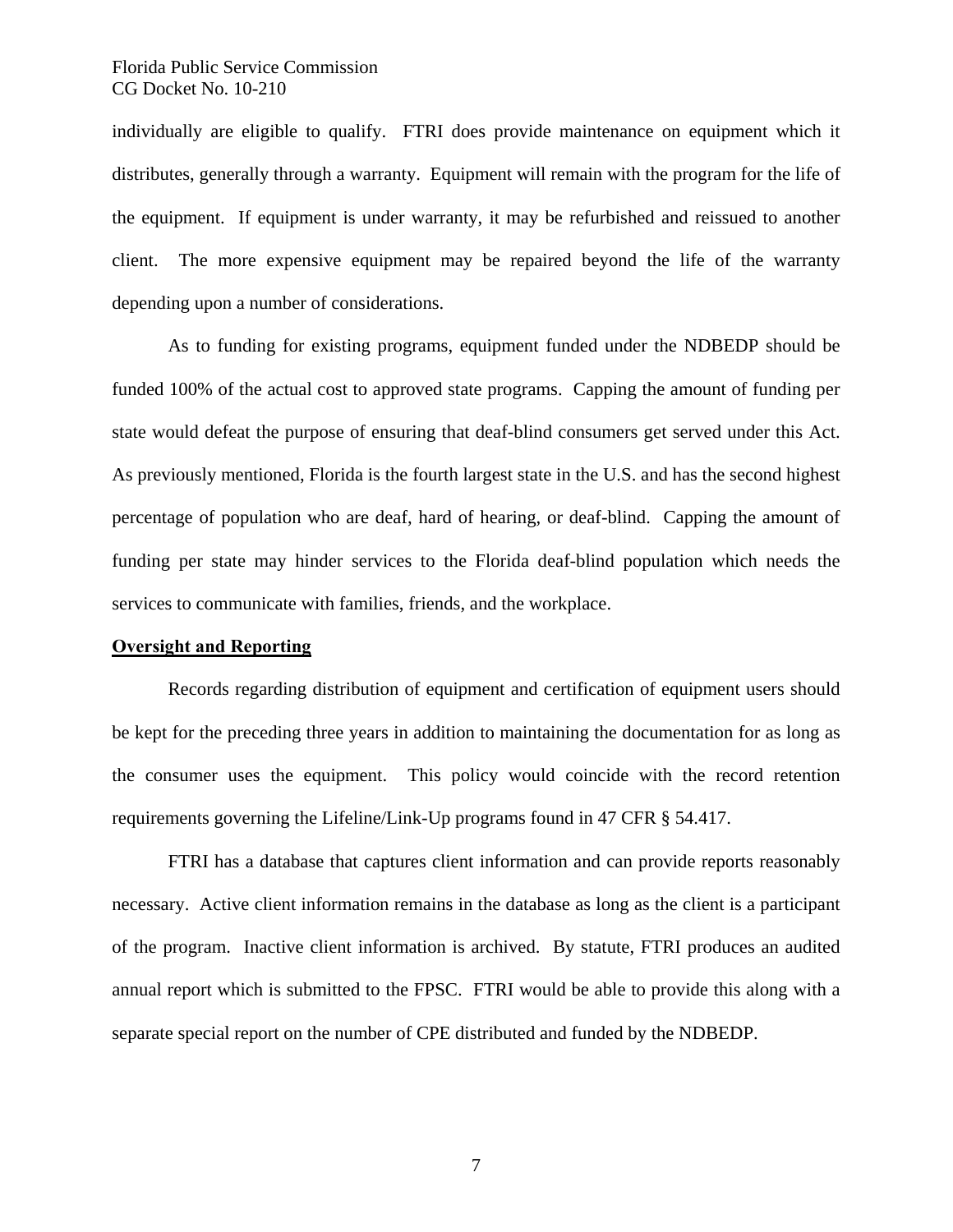individually are eligible to qualify. FTRI does provide maintenance on equipment which it distributes, generally through a warranty. Equipment will remain with the program for the life of the equipment. If equipment is under warranty, it may be refurbished and reissued to another client. The more expensive equipment may be repaired beyond the life of the warranty depending upon a number of considerations.

As to funding for existing programs, equipment funded under the NDBEDP should be funded 100% of the actual cost to approved state programs. Capping the amount of funding per state would defeat the purpose of ensuring that deaf-blind consumers get served under this Act. As previously mentioned, Florida is the fourth largest state in the U.S. and has the second highest percentage of population who are deaf, hard of hearing, or deaf-blind. Capping the amount of funding per state may hinder services to the Florida deaf-blind population which needs the services to communicate with families, friends, and the workplace.

**Oversight and Reporting**

Records regarding distribution of equipment and certification of equipment users should be kept for the preceding three years in addition to maintaining the documentation for as long as the consumer uses the equipment. This policy would coincide with the record retention requirements governing the Lifeline/Link-Up programs found in 47 CFR § 54.417.

FTRI has a database that captures client information and can provide reports reasonably necessary. Active client information remains in the database as long as the client is a participant of the program. Inactive client information is archived. By statute, FTRI produces an audited annual report which is submitted to the FPSC. FTRI would be able to provide this along with a separate special report on the number of CPE distributed and funded by the NDBEDP.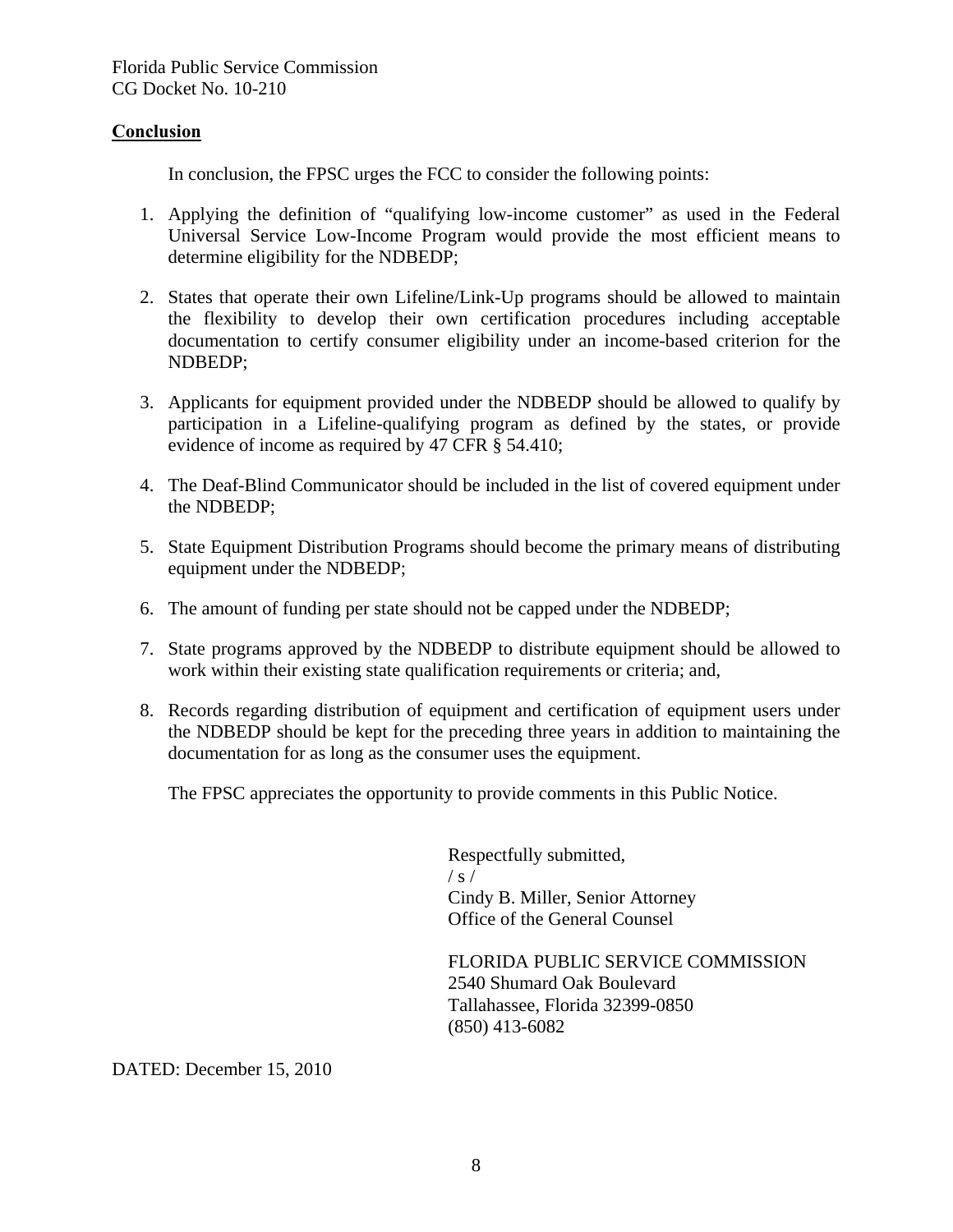## Conclusion

In conclusion, the FPSC urges the FCC to consider the following points:

1. Applying the definition of "qualifying low-income customer" as used in the Federal Universal Service Low-Income Program would provide the most efficient means to determine eligibility for the NDBEDP;

2. States that operate their own Lifeline/Link-Up programs should be allowed to maintain the flexibility to develop their own certification procedures including acceptable documentation to certify consumer eligibility under an income-based criterion for the NDBEDP;

3. Applicants for equipment provided under the NDBEDP should be allowed to qualify by participation in a Lifeline-qualifying program as defined by the states, or provide evidence of income as required by 47 CFR § 54.410;

4. The Deaf-Blind Communicator should be included in the list of covered equipment under the NDBEDP;

5. State Equipment Distribution Programs should become the primary means of distributing equipment under the NDBEDP;

6. The amount of funding per state should not be capped under the NDBEDP;

7. State programs approved by the NDBEDP to distribute equipment should be allowed to work within their existing state qualification requirements or criteria; and,

8. Records regarding distribution of equipment and certification of equipment users under the NDBEDP should be kept for the preceding three years in addition to maintaining the documentation for as long as the consumer uses the equipment.

The FPSC appreciates the opportunity to provide comments in this Public Notice.

Respectfully submitted,
/ s /
Cindy B. Miller, Senior Attorney
Office of the General Counsel

FLORIDA PUBLIC SERVICE COMMISSION
2540 Shumard Oak Boulevard
Tallahassee, Florida 32399-0850
(850) 413-6082

DATED: December 15, 2010